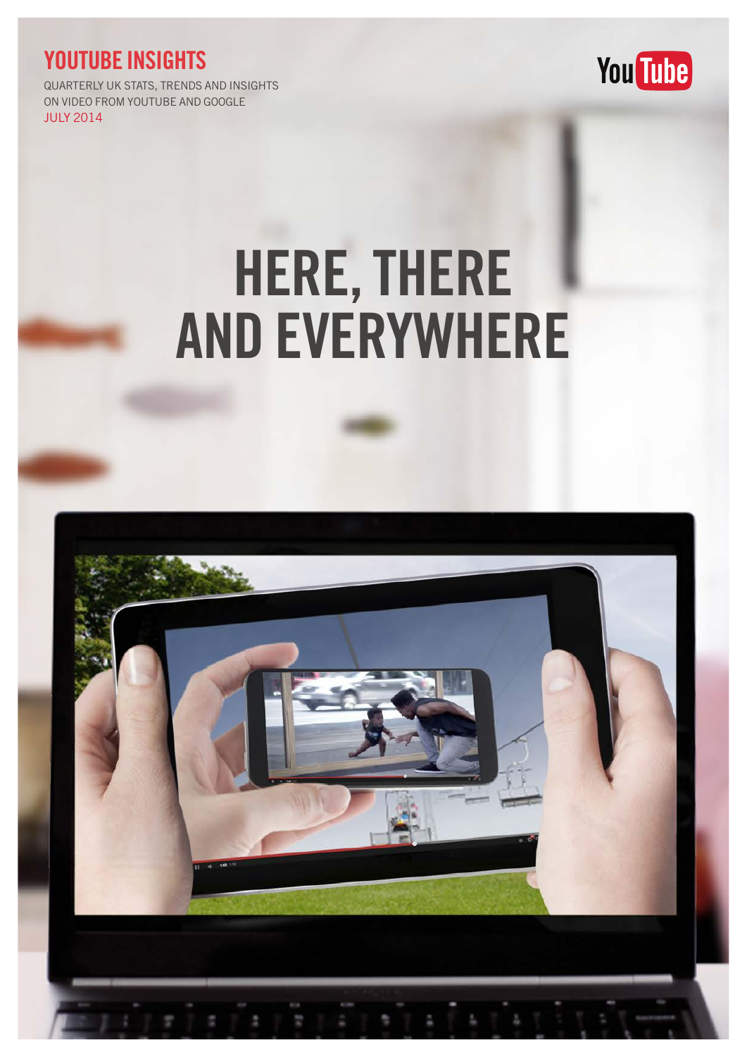# YOUTUBE INSIGHTS

QUARTERLY UK STATS, TRENDS AND INSIGHTS ON VIDEO FROM YOUTUBE AND GOOGLE

JULY 2014

# HERE, THERE AND EVERYWHERE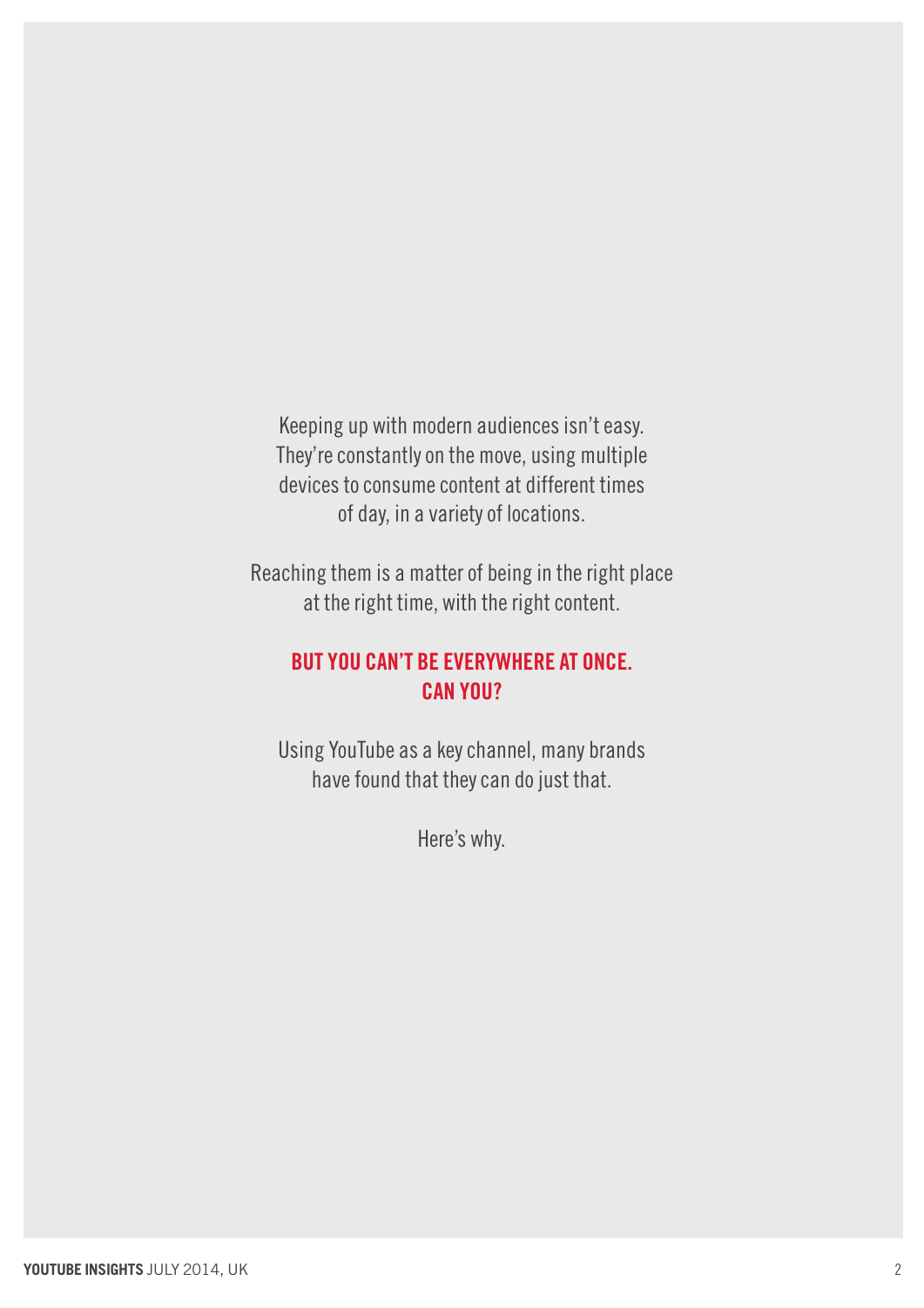Keeping up with modern audiences isn't easy. They're constantly on the move, using multiple devices to consume content at different times of day, in a variety of locations.

Reaching them is a matter of being in the right place at the right time, with the right content.

**BUT YOU CAN'T BE EVERYWHERE AT ONCE. CAN YOU?**

Using YouTube as a key channel, many brands have found that they can do just that.

Here's why.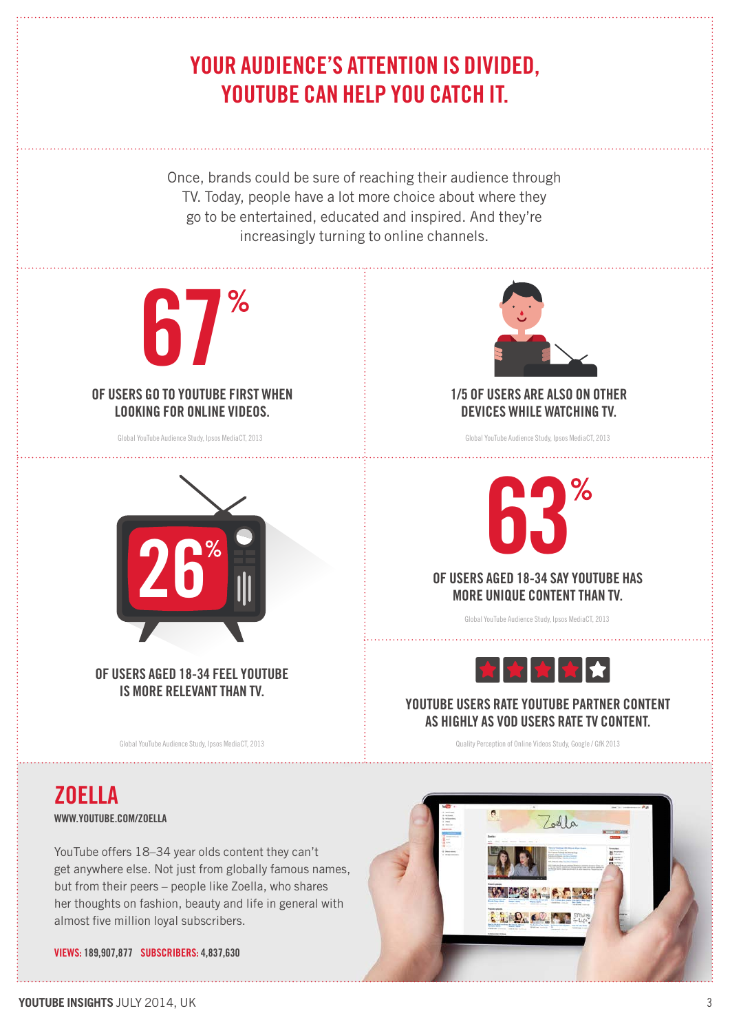# YOUR AUDIENCE'S ATTENTION IS DIVIDED, YOUTUBE CAN HELP YOU CATCH IT.

Once, brands could be sure of reaching their audience through TV. Today, people have a lot more choice about where they go to be entertained, educated and inspired. And they're increasingly turning to online channels.

**67%**

**OF USERS GO TO YOUTUBE FIRST WHEN LOOKING FOR ONLINE VIDEOS.**

Global YouTube Audience Study, Ipsos MediaCT, 2013

**1/5 OF USERS ARE ALSO ON OTHER DEVICES WHILE WATCHING TV.**

Global YouTube Audience Study, Ipsos MediaCT, 2013

**26%**

**OF USERS AGED 18-34 FEEL YOUTUBE IS MORE RELEVANT THAN TV.**

Global YouTube Audience Study, Ipsos MediaCT, 2013

**63%**

**OF USERS AGED 18-34 SAY YOUTUBE HAS MORE UNIQUE CONTENT THAN TV.**

Global YouTube Audience Study, Ipsos MediaCT, 2013

**YOUTUBE USERS RATE YOUTUBE PARTNER CONTENT AS HIGHLY AS VOD USERS RATE TV CONTENT.**

Quality Perception of Online Videos Study, Google / GfK 2013

## ZOELLA

**WWW.YOUTUBE.COM/ZOELLA**

YouTube offers 18–34 year olds content they can't get anywhere else. Not just from globally famous names, but from their peers – people like Zoella, who shares her thoughts on fashion, beauty and life in general with almost five million loyal subscribers.

**VIEWS:** 189,907,877 **SUBSCRIBERS:** 4,837,630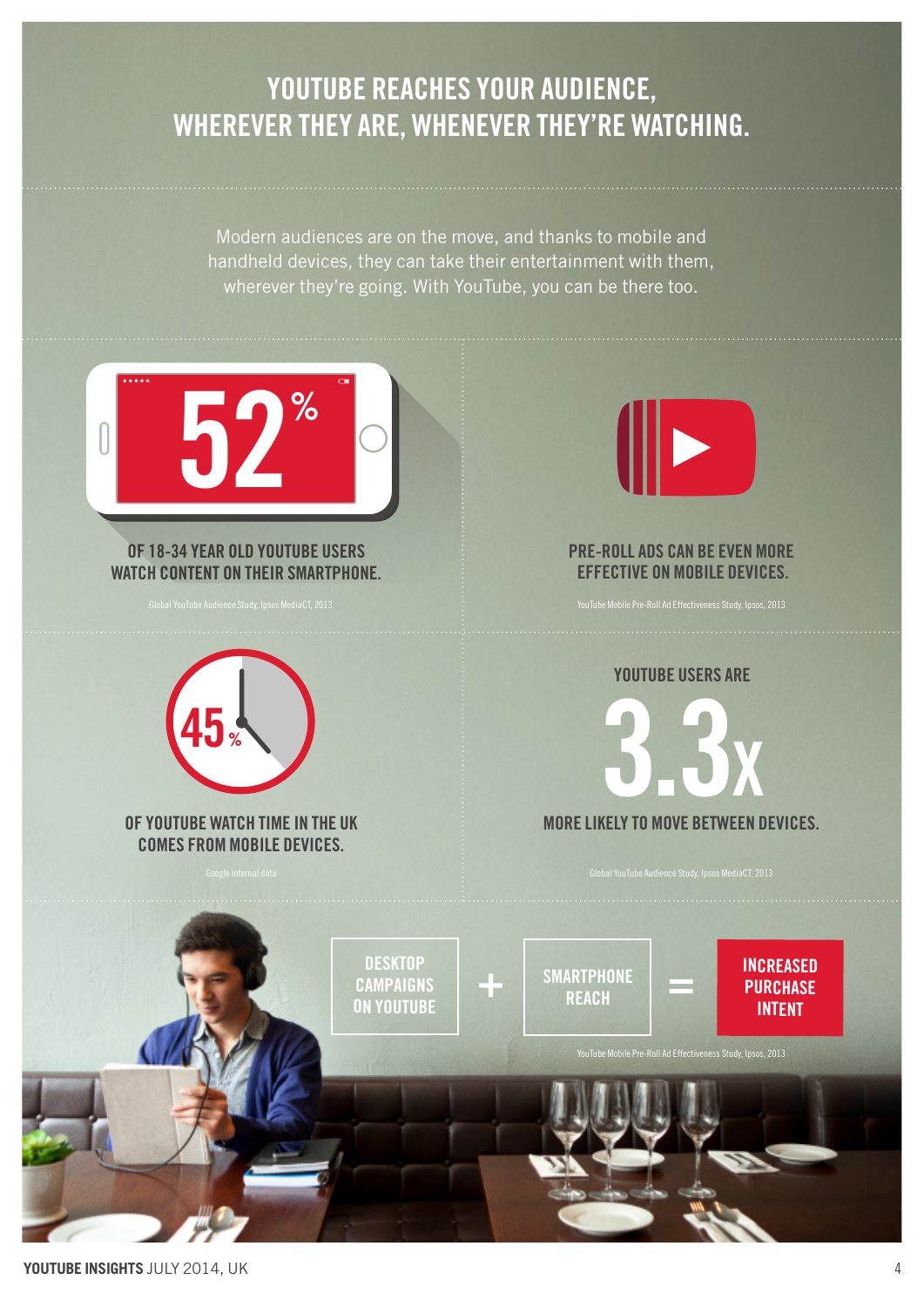# YOUTUBE REACHES YOUR AUDIENCE, WHEREVER THEY ARE, WHENEVER THEY'RE WATCHING.

Modern audiences are on the move, and thanks to mobile and handheld devices, they can take their entertainment with them, wherever they're going. With YouTube, you can be there too.

**52%**

**OF 18-34 YEAR OLD YOUTUBE USERS WATCH CONTENT ON THEIR SMARTPHONE.**

Global YouTube Audience Study, Ipsos MediaCT, 2013

**PRE-ROLL ADS CAN BE EVEN MORE EFFECTIVE ON MOBILE DEVICES.**

YouTube Mobile Pre-Roll Ad Effectiveness Study, Ipsos, 2013

**45%**

**OF YOUTUBE WATCH TIME IN THE UK COMES FROM MOBILE DEVICES.**

Google internal data

**YOUTUBE USERS ARE 3.3X MORE LIKELY TO MOVE BETWEEN DEVICES.**

Global YouTube Audience Study, Ipsos MediaCT, 2013

**DESKTOP CAMPAIGNS ON YOUTUBE + SMARTPHONE REACH = INCREASED PURCHASE INTENT**

YouTube Mobile Pre-Roll Ad Effectiveness Study, Ipsos, 2013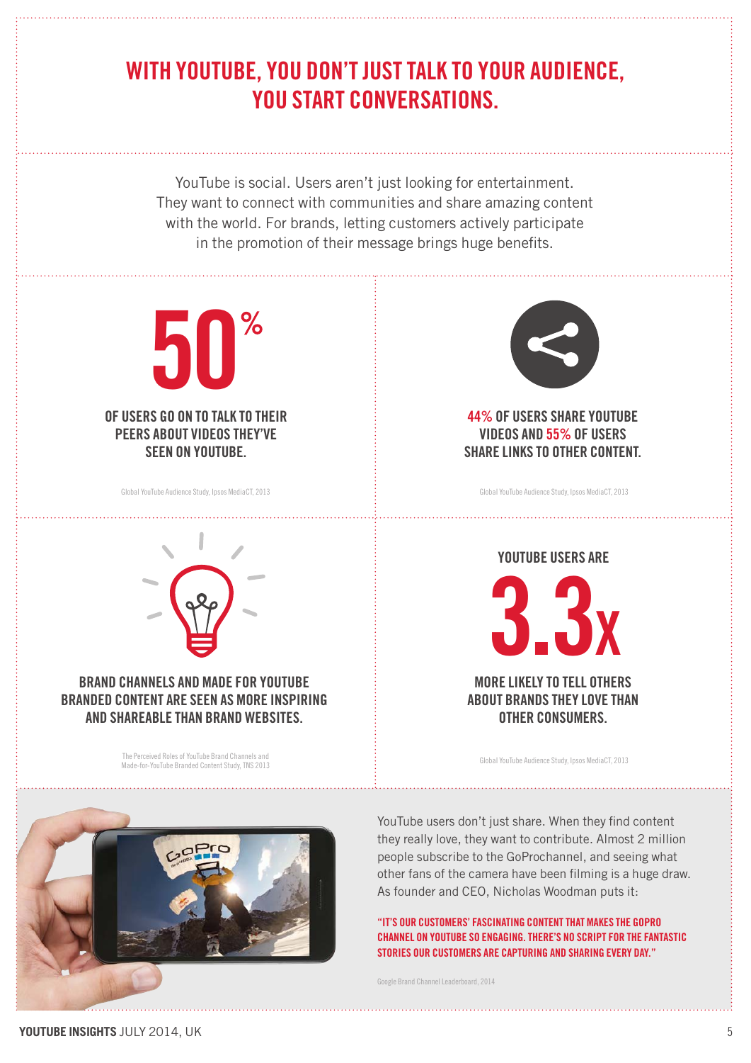# WITH YOUTUBE, YOU DON'T JUST TALK TO YOUR AUDIENCE, YOU START CONVERSATIONS.

YouTube is social. Users aren't just looking for entertainment. They want to connect with communities and share amazing content with the world. For brands, letting customers actively participate in the promotion of their message brings huge benefits.

**50%**

**OF USERS GO ON TO TALK TO THEIR PEERS ABOUT VIDEOS THEY'VE SEEN ON YOUTUBE.**

Global YouTube Audience Study, Ipsos MediaCT, 2013

**44% OF USERS SHARE YOUTUBE VIDEOS AND 55% OF USERS SHARE LINKS TO OTHER CONTENT.**

Global YouTube Audience Study, Ipsos MediaCT, 2013

**BRAND CHANNELS AND MADE FOR YOUTUBE BRANDED CONTENT ARE SEEN AS MORE INSPIRING AND SHAREABLE THAN BRAND WEBSITES.**

The Perceived Roles of YouTube Brand Channels and Made-for-YouTube Branded Content Study, TNS 2013

**YOUTUBE USERS ARE 3.3X MORE LIKELY TO TELL OTHERS ABOUT BRANDS THEY LOVE THAN OTHER CONSUMERS.**

Global YouTube Audience Study, Ipsos MediaCT, 2013

YouTube users don't just share. When they find content they really love, they want to contribute. Almost 2 million people subscribe to the GoProchannel, and seeing what other fans of the camera have been filming is a huge draw. As founder and CEO, Nicholas Woodman puts it:

**"IT'S OUR CUSTOMERS' FASCINATING CONTENT THAT MAKES THE GOPRO CHANNEL ON YOUTUBE SO ENGAGING. THERE'S NO SCRIPT FOR THE FANTASTIC STORIES OUR CUSTOMERS ARE CAPTURING AND SHARING EVERY DAY."**

Google Brand Channel Leaderboard, 2014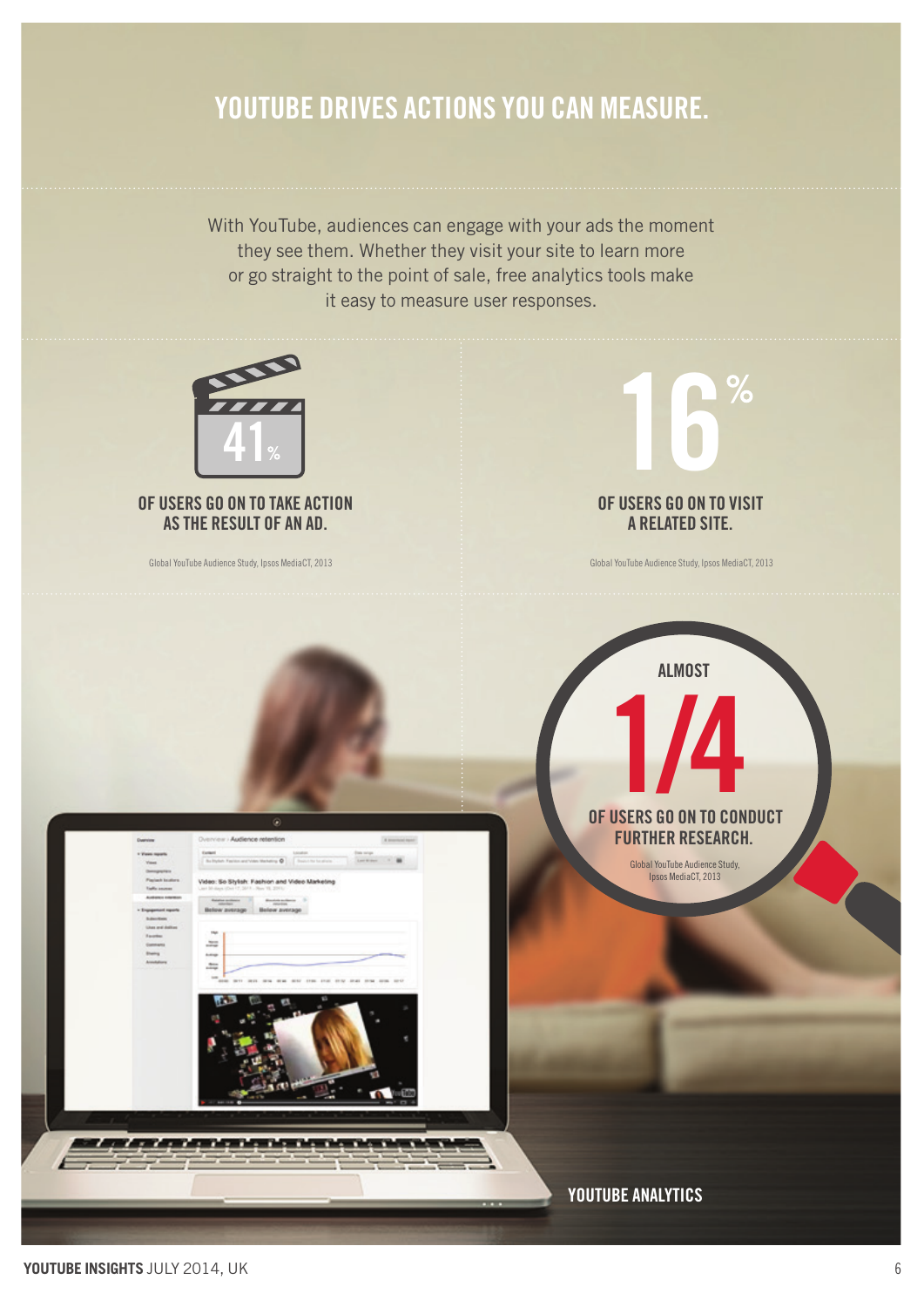# YOUTUBE DRIVES ACTIONS YOU CAN MEASURE.

With YouTube, audiences can engage with your ads the moment they see them. Whether they visit your site to learn more or go straight to the point of sale, free analytics tools make it easy to measure user responses.

**41%**

**OF USERS GO ON TO TAKE ACTION AS THE RESULT OF AN AD.**

Global YouTube Audience Study, Ipsos MediaCT, 2013

**16%**

**OF USERS GO ON TO VISIT A RELATED SITE.**

Global YouTube Audience Study, Ipsos MediaCT, 2013

**ALMOST 1/4**

**OF USERS GO ON TO CONDUCT FURTHER RESEARCH.**

Global YouTube Audience Study, Ipsos MediaCT, 2013

**YOUTUBE ANALYTICS**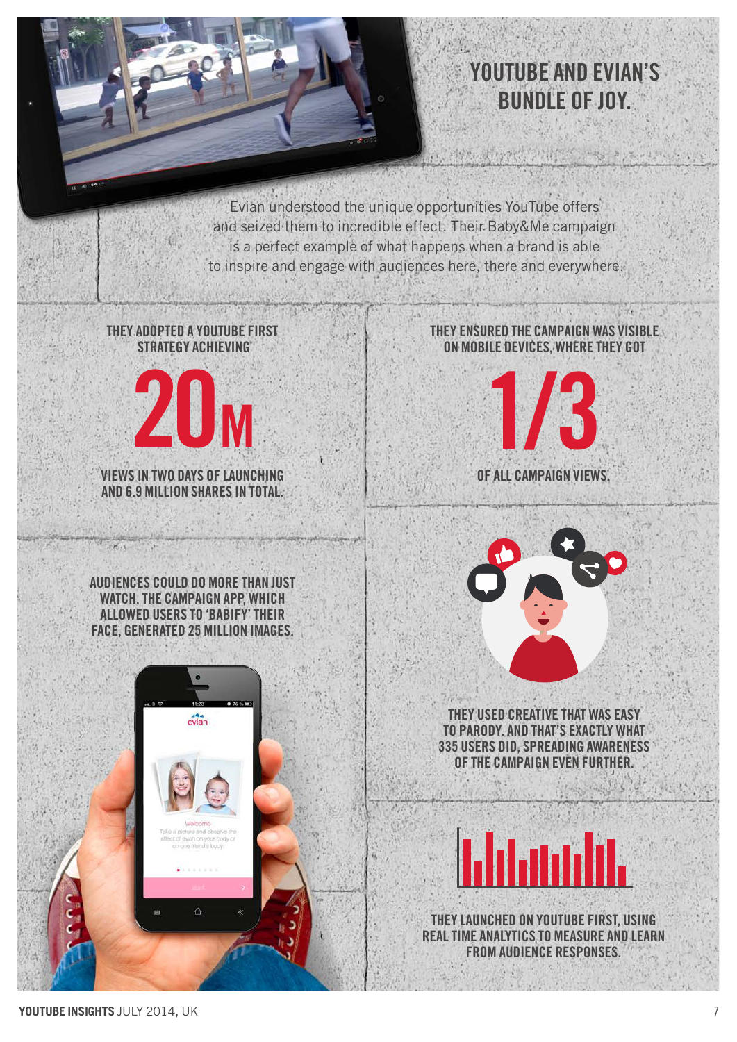# YOUTUBE AND EVIAN'S BUNDLE OF JOY.

Evian understood the unique opportunities YouTube offers and seized them to incredible effect. Their Baby&Me campaign is a perfect example of what happens when a brand is able to inspire and engage with audiences here, there and everywhere.

THEY ADOPTED A YOUTUBE FIRST STRATEGY ACHIEVING

**20M**

VIEWS IN TWO DAYS OF LAUNCHING AND 6.9 MILLION SHARES IN TOTAL.

THEY ENSURED THE CAMPAIGN WAS VISIBLE ON MOBILE DEVICES, WHERE THEY GOT

**1/3**

OF ALL CAMPAIGN VIEWS.

AUDIENCES COULD DO MORE THAN JUST WATCH. THE CAMPAIGN APP, WHICH ALLOWED USERS TO 'BABIFY' THEIR FACE, GENERATED 25 MILLION IMAGES.

THEY USED CREATIVE THAT WAS EASY TO PARODY. AND THAT'S EXACTLY WHAT 335 USERS DID, SPREADING AWARENESS OF THE CAMPAIGN EVEN FURTHER.

THEY LAUNCHED ON YOUTUBE FIRST, USING REAL TIME ANALYTICS TO MEASURE AND LEARN FROM AUDIENCE RESPONSES.

**YOUTUBE INSIGHTS** JULY 2014, UK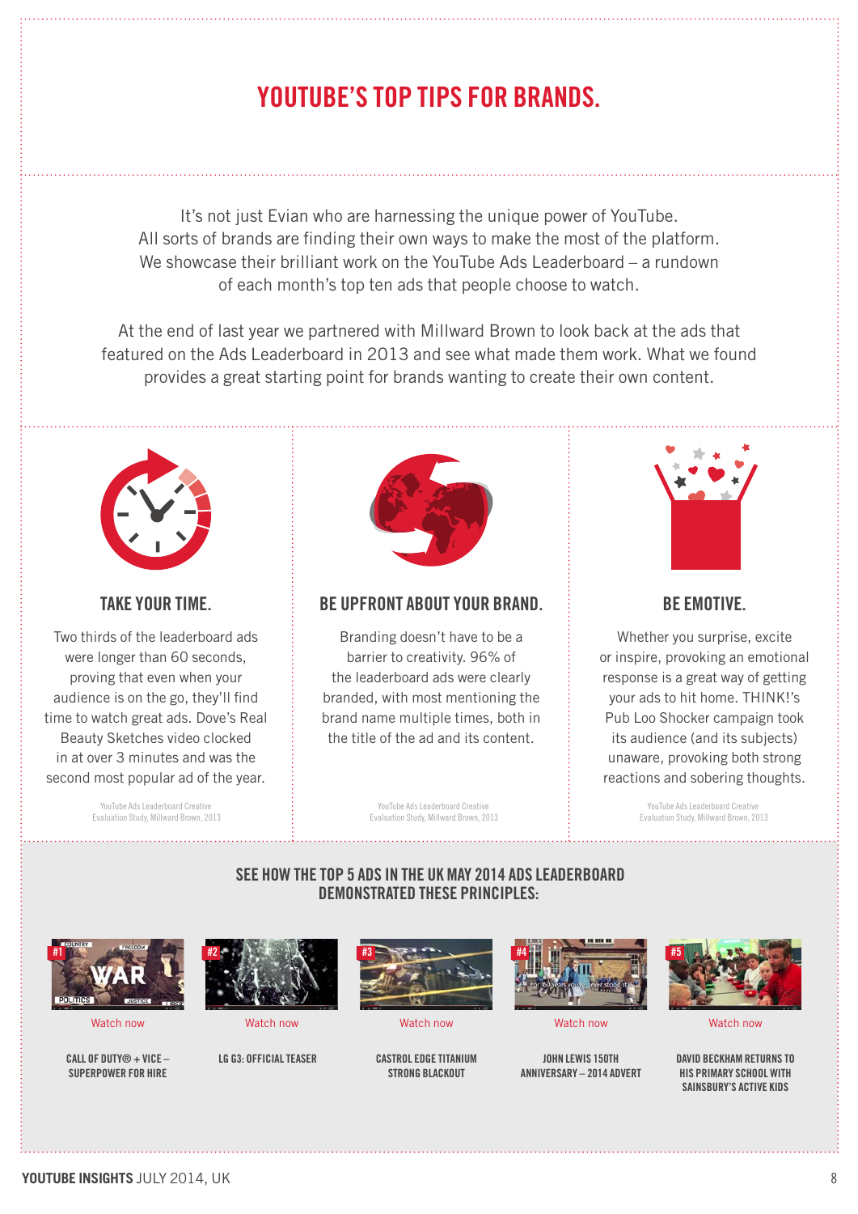# YOUTUBE'S TOP TIPS FOR BRANDS.

It's not just Evian who are harnessing the unique power of YouTube. All sorts of brands are finding their own ways to make the most of the platform. We showcase their brilliant work on the YouTube Ads Leaderboard – a rundown of each month's top ten ads that people choose to watch.

At the end of last year we partnered with Millward Brown to look back at the ads that featured on the Ads Leaderboard in 2013 and see what made them work. What we found provides a great starting point for brands wanting to create their own content.

## TAKE YOUR TIME.

Two thirds of the leaderboard ads were longer than 60 seconds, proving that even when your audience is on the go, they'll find time to watch great ads. Dove's Real Beauty Sketches video clocked in at over 3 minutes and was the second most popular ad of the year.

YouTube Ads Leaderboard Creative Evaluation Study, Millward Brown, 2013

## BE UPFRONT ABOUT YOUR BRAND.

Branding doesn't have to be a barrier to creativity. 96% of the leaderboard ads were clearly branded, with most mentioning the brand name multiple times, both in the title of the ad and its content.

YouTube Ads Leaderboard Creative Evaluation Study, Millward Brown, 2013

## BE EMOTIVE.

Whether you surprise, excite or inspire, provoking an emotional response is a great way of getting your ads to hit home. THINK!'s Pub Loo Shocker campaign took its audience (and its subjects) unaware, provoking both strong reactions and sobering thoughts.

YouTube Ads Leaderboard Creative Evaluation Study, Millward Brown, 2013

## SEE HOW THE TOP 5 ADS IN THE UK MAY 2014 ADS LEADERBOARD DEMONSTRATED THESE PRINCIPLES:

#1 Watch now
CALL OF DUTY® + VICE – SUPERPOWER FOR HIRE

#2 Watch now
LG G3: OFFICIAL TEASER

#3 Watch now
CASTROL EDGE TITANIUM STRONG BLACKOUT

#4 Watch now
JOHN LEWIS 150TH ANNIVERSARY – 2014 ADVERT

#5 Watch now
DAVID BECKHAM RETURNS TO HIS PRIMARY SCHOOL WITH SAINSBURY'S ACTIVE KIDS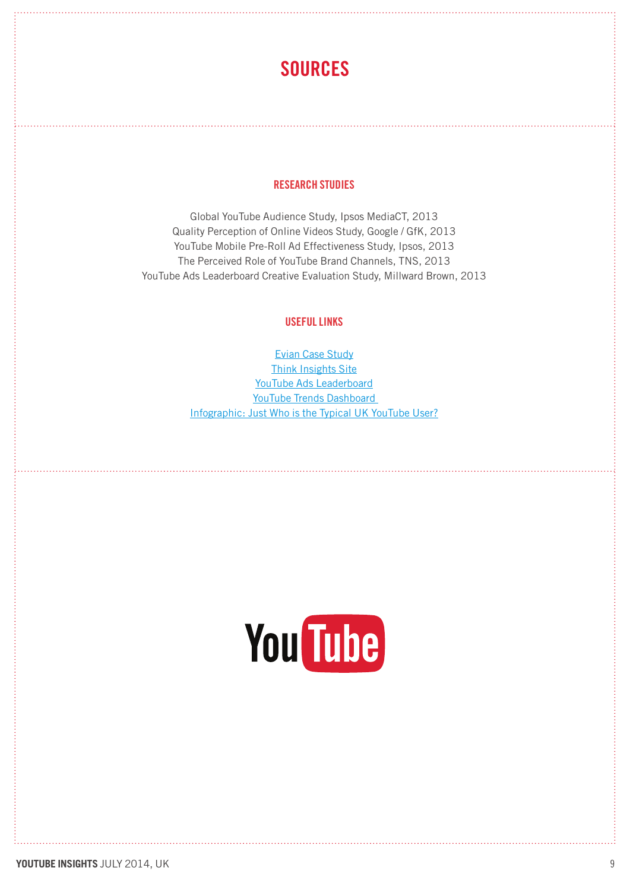# SOURCES

## RESEARCH STUDIES

Global YouTube Audience Study, Ipsos MediaCT, 2013
Quality Perception of Online Videos Study, Google / GfK, 2013
YouTube Mobile Pre-Roll Ad Effectiveness Study, Ipsos, 2013
The Perceived Role of YouTube Brand Channels, TNS, 2013
YouTube Ads Leaderboard Creative Evaluation Study, Millward Brown, 2013

## USEFUL LINKS

Evian Case Study
Think Insights Site
YouTube Ads Leaderboard
YouTube Trends Dashboard
Infographic: Just Who is the Typical UK YouTube User?

YouTube